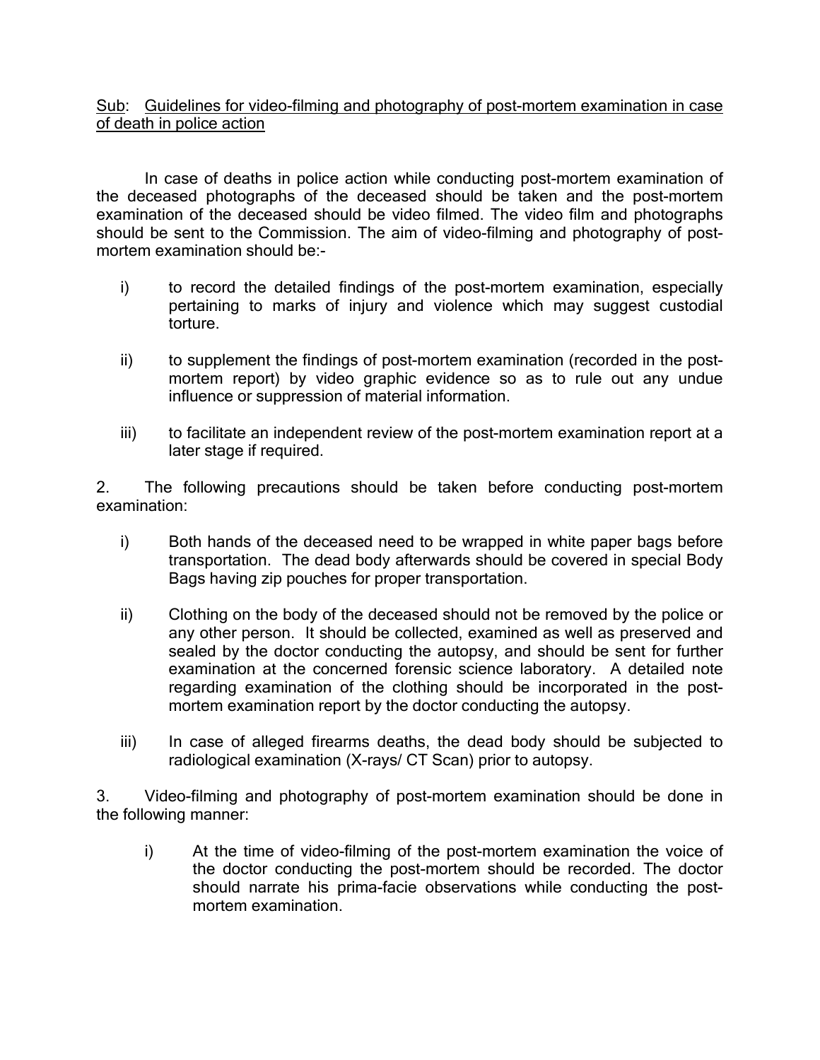Sub: Guidelines for video-filming and photography of post-mortem examination in case of death in police action

In case of deaths in police action while conducting post-mortem examination of the deceased photographs of the deceased should be taken and the post-mortem examination of the deceased should be video filmed. The video film and photographs should be sent to the Commission. The aim of video-filming and photography of post-mortem examination should be:-

i) to record the detailed findings of the post-mortem examination, especially pertaining to marks of injury and violence which may suggest custodial torture.

ii) to supplement the findings of post-mortem examination (recorded in the post-mortem report) by video graphic evidence so as to rule out any undue influence or suppression of material information.

iii) to facilitate an independent review of the post-mortem examination report at a later stage if required.

2. The following precautions should be taken before conducting post-mortem examination:

i) Both hands of the deceased need to be wrapped in white paper bags before transportation. The dead body afterwards should be covered in special Body Bags having zip pouches for proper transportation.

ii) Clothing on the body of the deceased should not be removed by the police or any other person. It should be collected, examined as well as preserved and sealed by the doctor conducting the autopsy, and should be sent for further examination at the concerned forensic science laboratory. A detailed note regarding examination of the clothing should be incorporated in the post-mortem examination report by the doctor conducting the autopsy.

iii) In case of alleged firearms deaths, the dead body should be subjected to radiological examination (X-rays/ CT Scan) prior to autopsy.

3. Video-filming and photography of post-mortem examination should be done in the following manner:

i) At the time of video-filming of the post-mortem examination the voice of the doctor conducting the post-mortem should be recorded. The doctor should narrate his prima-facie observations while conducting the post-mortem examination.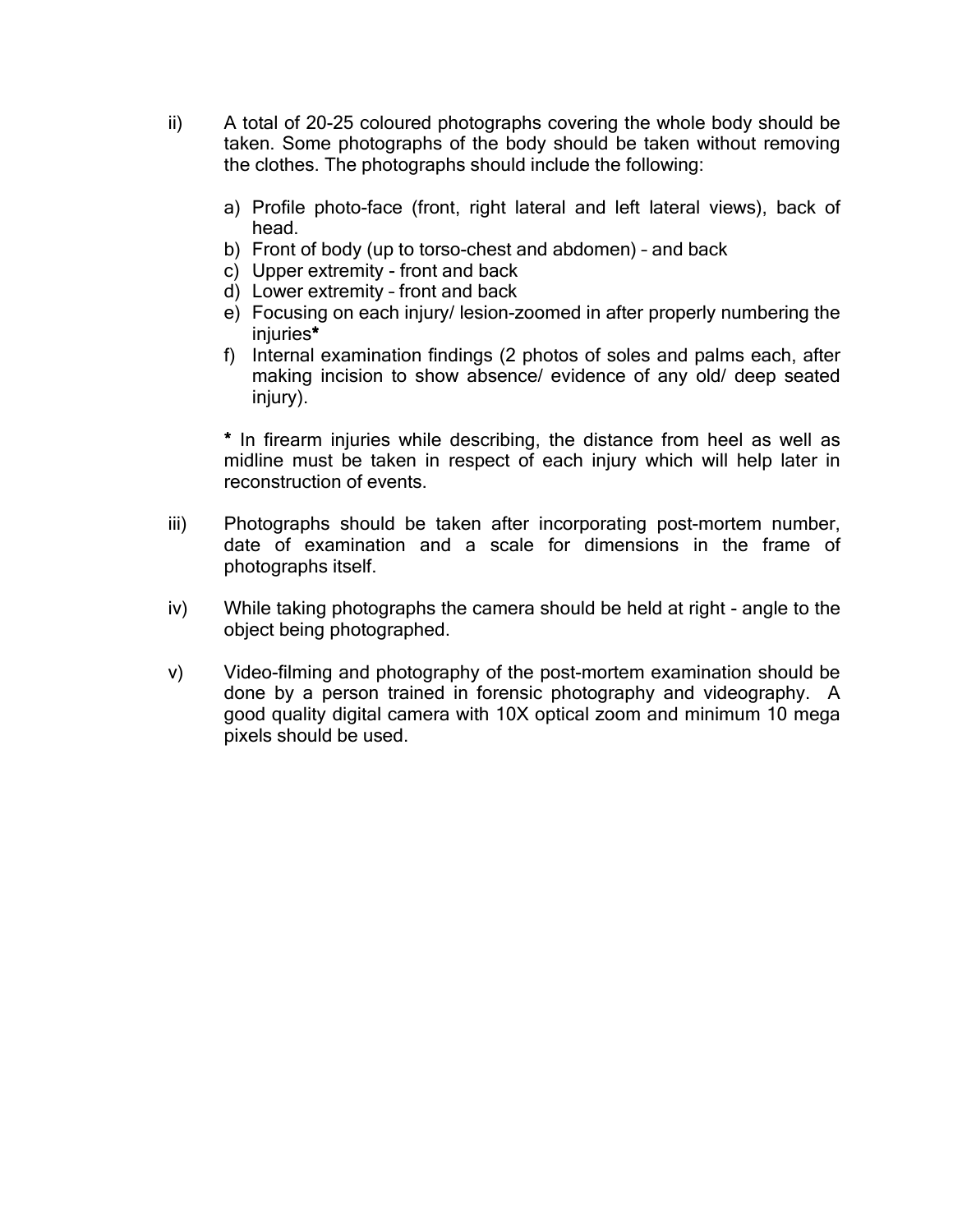ii) A total of 20-25 coloured photographs covering the whole body should be taken. Some photographs of the body should be taken without removing the clothes. The photographs should include the following:

   a) Profile photo-face (front, right lateral and left lateral views), back of head.
   b) Front of body (up to torso-chest and abdomen) – and back
   c) Upper extremity - front and back
   d) Lower extremity – front and back
   e) Focusing on each injury/ lesion-zoomed in after properly numbering the injuries**\***
   f) Internal examination findings (2 photos of soles and palms each, after making incision to show absence/ evidence of any old/ deep seated injury).

   **\*** In firearm injuries while describing, the distance from heel as well as midline must be taken in respect of each injury which will help later in reconstruction of events.

iii) Photographs should be taken after incorporating post-mortem number, date of examination and a scale for dimensions in the frame of photographs itself.

iv) While taking photographs the camera should be held at right - angle to the object being photographed.

v) Video-filming and photography of the post-mortem examination should be done by a person trained in forensic photography and videography. A good quality digital camera with 10X optical zoom and minimum 10 mega pixels should be used.